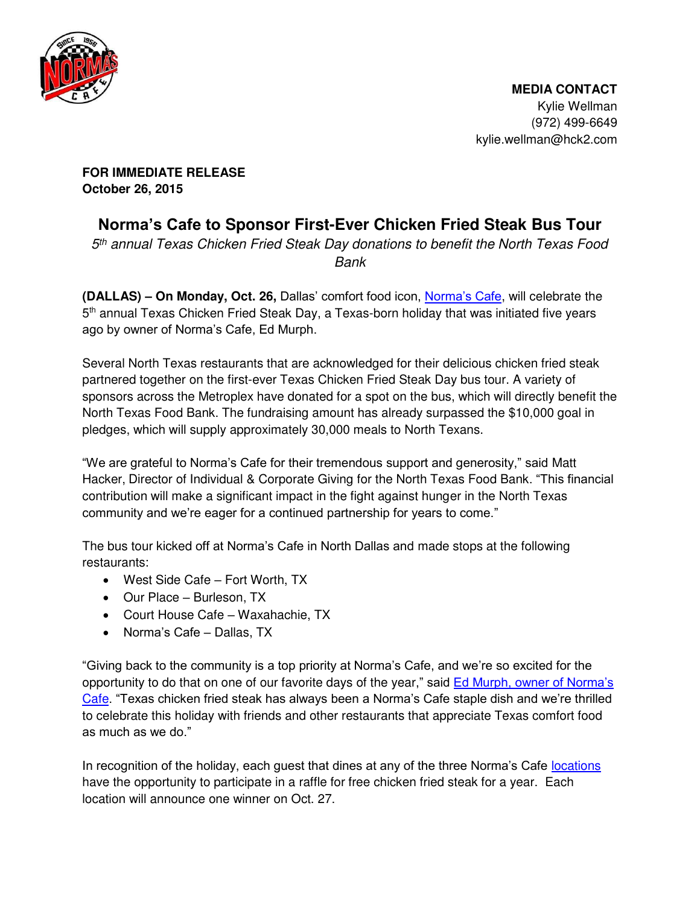**MEDIA CONTACT**
Kylie Wellman
(972) 499-6649
kylie.wellman@hck2.com

**FOR IMMEDIATE RELEASE**
**October 26, 2015**

## Norma's Cafe to Sponsor First-Ever Chicken Fried Steak Bus Tour

*5th annual Texas Chicken Fried Steak Day donations to benefit the North Texas Food Bank*

**(DALLAS) – On Monday, Oct. 26,** Dallas' comfort food icon, Norma's Cafe, will celebrate the 5th annual Texas Chicken Fried Steak Day, a Texas-born holiday that was initiated five years ago by owner of Norma's Cafe, Ed Murph.

Several North Texas restaurants that are acknowledged for their delicious chicken fried steak partnered together on the first-ever Texas Chicken Fried Steak Day bus tour. A variety of sponsors across the Metroplex have donated for a spot on the bus, which will directly benefit the North Texas Food Bank. The fundraising amount has already surpassed the $10,000 goal in pledges, which will supply approximately 30,000 meals to North Texans.

"We are grateful to Norma's Cafe for their tremendous support and generosity," said Matt Hacker, Director of Individual & Corporate Giving for the North Texas Food Bank. "This financial contribution will make a significant impact in the fight against hunger in the North Texas community and we're eager for a continued partnership for years to come."

The bus tour kicked off at Norma's Cafe in North Dallas and made stops at the following restaurants:

- West Side Cafe – Fort Worth, TX
- Our Place – Burleson, TX
- Court House Cafe – Waxahachie, TX
- Norma's Cafe – Dallas, TX

"Giving back to the community is a top priority at Norma's Cafe, and we're so excited for the opportunity to do that on one of our favorite days of the year," said Ed Murph, owner of Norma's Cafe. "Texas chicken fried steak has always been a Norma's Cafe staple dish and we're thrilled to celebrate this holiday with friends and other restaurants that appreciate Texas comfort food as much as we do."

In recognition of the holiday, each guest that dines at any of the three Norma's Cafe locations have the opportunity to participate in a raffle for free chicken fried steak for a year. Each location will announce one winner on Oct. 27.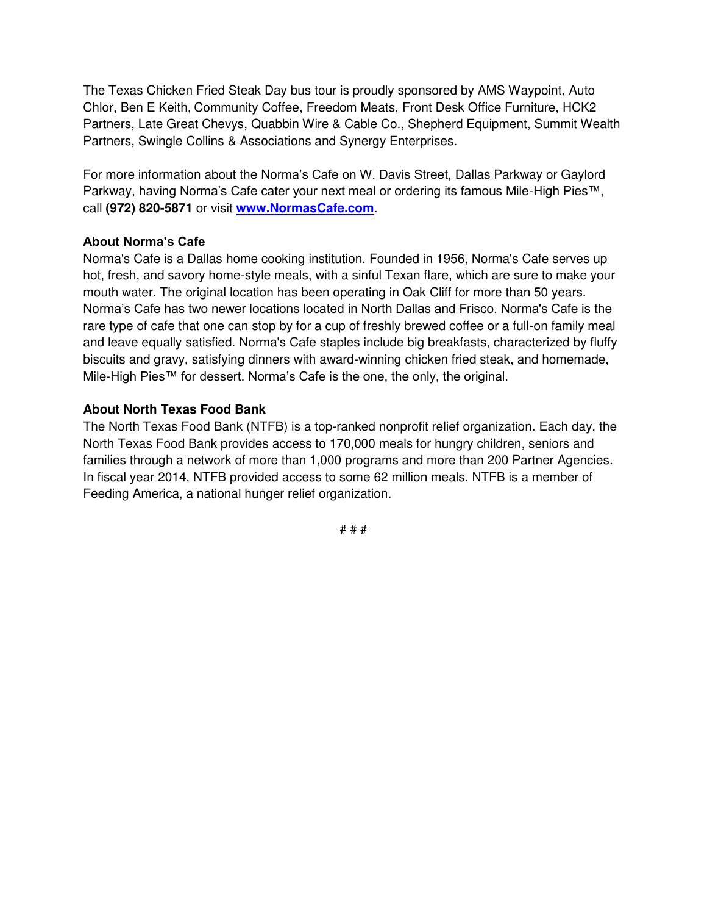The Texas Chicken Fried Steak Day bus tour is proudly sponsored by AMS Waypoint, Auto Chlor, Ben E Keith, Community Coffee, Freedom Meats, Front Desk Office Furniture, HCK2 Partners, Late Great Chevys, Quabbin Wire & Cable Co., Shepherd Equipment, Summit Wealth Partners, Swingle Collins & Associations and Synergy Enterprises.

For more information about the Norma's Cafe on W. Davis Street, Dallas Parkway or Gaylord Parkway, having Norma's Cafe cater your next meal or ordering its famous Mile-High Pies™, call **(972) 820-5871** or visit **www.NormasCafe.com**.

**About Norma's Cafe**

Norma's Cafe is a Dallas home cooking institution. Founded in 1956, Norma's Cafe serves up hot, fresh, and savory home-style meals, with a sinful Texan flare, which are sure to make your mouth water. The original location has been operating in Oak Cliff for more than 50 years. Norma's Cafe has two newer locations located in North Dallas and Frisco. Norma's Cafe is the rare type of cafe that one can stop by for a cup of freshly brewed coffee or a full-on family meal and leave equally satisfied. Norma's Cafe staples include big breakfasts, characterized by fluffy biscuits and gravy, satisfying dinners with award-winning chicken fried steak, and homemade, Mile-High Pies™ for dessert. Norma's Cafe is the one, the only, the original.

**About North Texas Food Bank**

The North Texas Food Bank (NTFB) is a top-ranked nonprofit relief organization. Each day, the North Texas Food Bank provides access to 170,000 meals for hungry children, seniors and families through a network of more than 1,000 programs and more than 200 Partner Agencies. In fiscal year 2014, NTFB provided access to some 62 million meals. NTFB is a member of Feeding America, a national hunger relief organization.

# # #